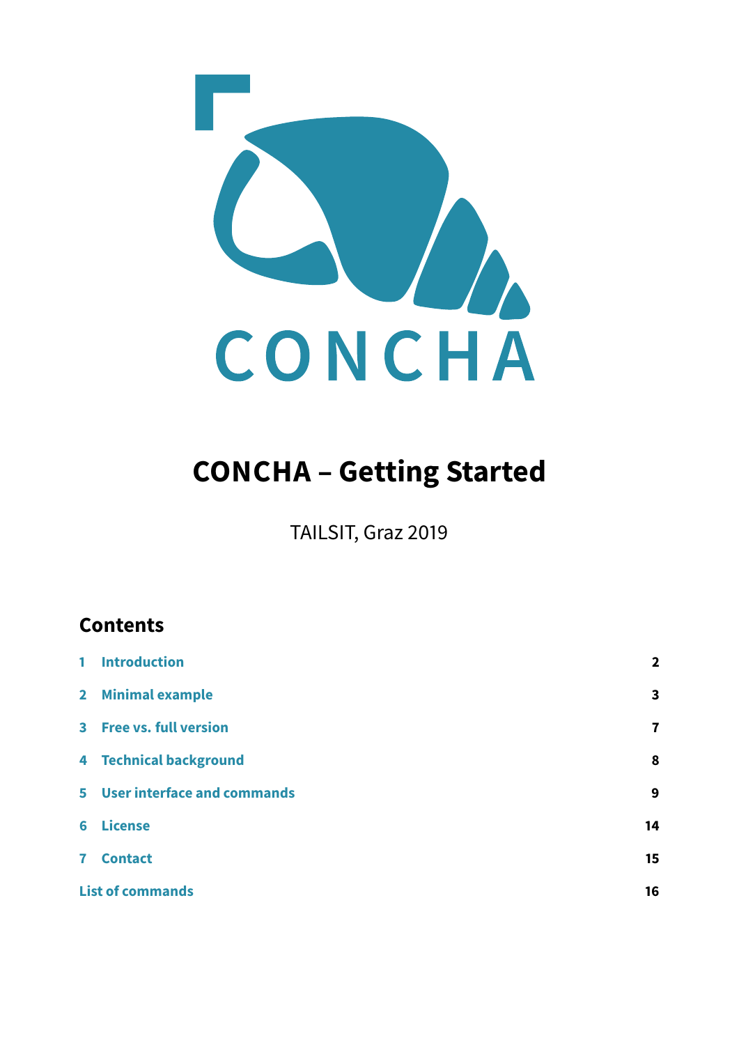# CONCHA – Getting Started

TAILSIT, Graz 2019

## Contents

| | | |
|---|---|---|
| 1 | Introduction | 2 |
| 2 | Minimal example | 3 |
| 3 | Free vs. full version | 7 |
| 4 | Technical background | 8 |
| 5 | User interface and commands | 9 |
| 6 | License | 14 |
| 7 | Contact | 15 |
| | List of commands | 16 |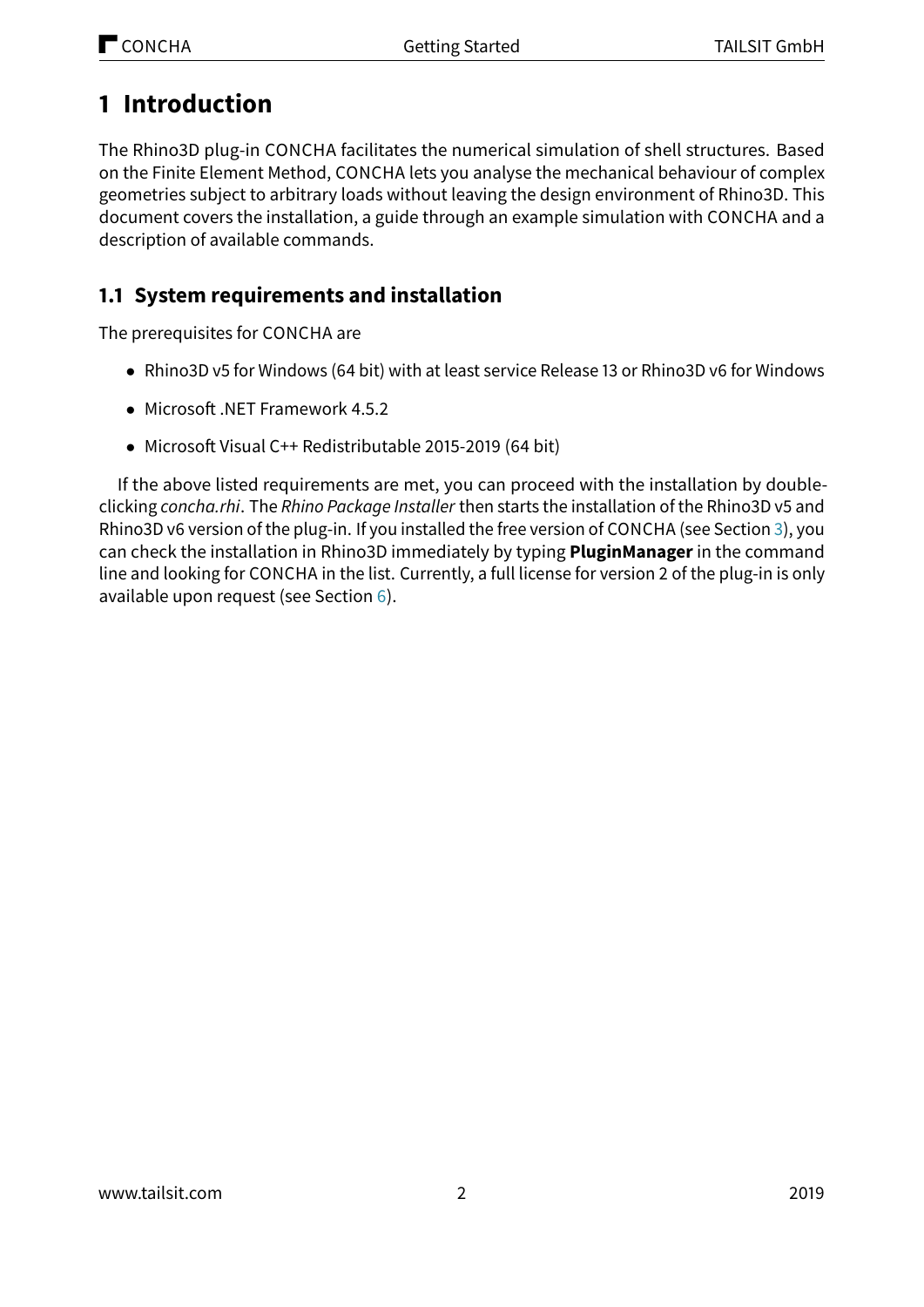# 1 Introduction

The Rhino3D plug-in CONCHA facilitates the numerical simulation of shell structures. Based on the Finite Element Method, CONCHA lets you analyse the mechanical behaviour of complex geometries subject to arbitrary loads without leaving the design environment of Rhino3D. This document covers the installation, a guide through an example simulation with CONCHA and a description of available commands.

## 1.1 System requirements and installation

The prerequisites for CONCHA are

- Rhino3D v5 for Windows (64 bit) with at least service Release 13 or Rhino3D v6 for Windows
- Microsoft .NET Framework 4.5.2
- Microsoft Visual C++ Redistributable 2015-2019 (64 bit)

If the above listed requirements are met, you can proceed with the installation by double-clicking *concha.rhi*. The *Rhino Package Installer* then starts the installation of the Rhino3D v5 and Rhino3D v6 version of the plug-in. If you installed the free version of CONCHA (see Section 3), you can check the installation in Rhino3D immediately by typing **PluginManager** in the command line and looking for CONCHA in the list. Currently, a full license for version 2 of the plug-in is only available upon request (see Section 6).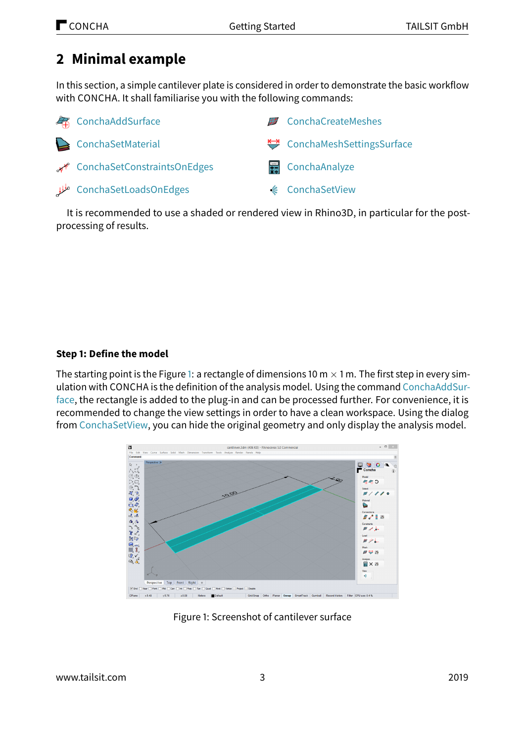## 2 Minimal example

In this section, a simple cantilever plate is considered in order to demonstrate the basic workflow with CONCHA. It shall familiarise you with the following commands:

- ConchaAddSurface
- ConchaSetMaterial
- ConchaSetConstraintsOnEdges
- ConchaSetLoadsOnEdges
- ConchaCreateMeshes
- ConchaMeshSettingsSurface
- ConchaAnalyze
- ConchaSetView

It is recommended to use a shaded or rendered view in Rhino3D, in particular for the post-processing of results.

**Step 1: Define the model**

The starting point is the Figure 1: a rectangle of dimensions 10 m $\times$ 1 m. The first step in every simulation with CONCHA is the definition of the analysis model. Using the command ConchaAddSurface, the rectangle is added to the plug-in and can be processed further. For convenience, it is recommended to change the view settings in order to have a clean workspace. Using the dialog from ConchaSetView, you can hide the original geometry and only display the analysis model.

Figure 1: Screenshot of cantilever surface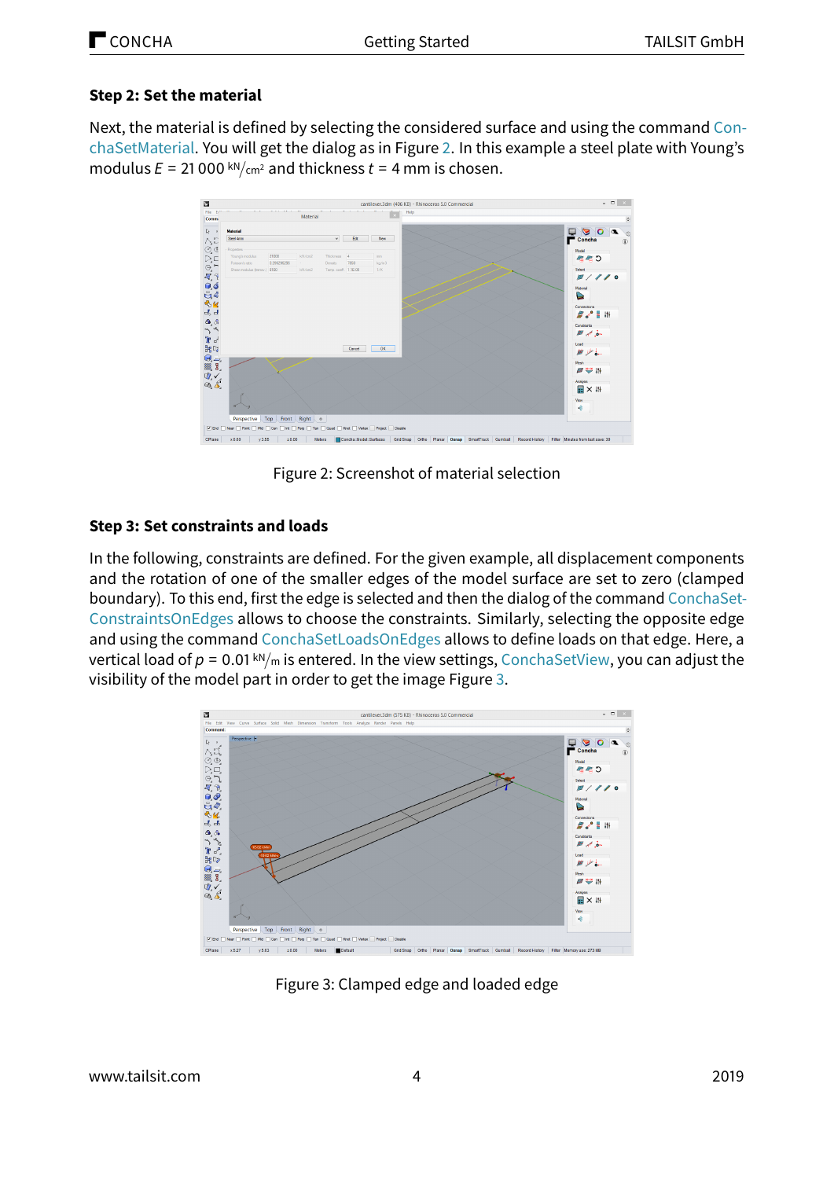### Step 2: Set the material

Next, the material is defined by selecting the considered surface and using the command ConchaSetMaterial. You will get the dialog as in Figure 2. In this example a steel plate with Young's modulus $E = 21\,000\ ^{\mathrm{kN}}/_{\mathrm{cm}^2}$ and thickness $t = 4$ mm is chosen.

Figure 2: Screenshot of material selection

### Step 3: Set constraints and loads

In the following, constraints are defined. For the given example, all displacement components and the rotation of one of the smaller edges of the model surface are set to zero (clamped boundary). To this end, first the edge is selected and then the dialog of the command ConchaSetConstraintsOnEdges allows to choose the constraints. Similarly, selecting the opposite edge and using the command ConchaSetLoadsOnEdges allows to define loads on that edge. Here, a vertical load of $p = 0.01\ ^{\mathrm{kN}}/_{\mathrm{m}}$ is entered. In the view settings, ConchaSetView, you can adjust the visibility of the model part in order to get the image Figure 3.

Figure 3: Clamped edge and loaded edge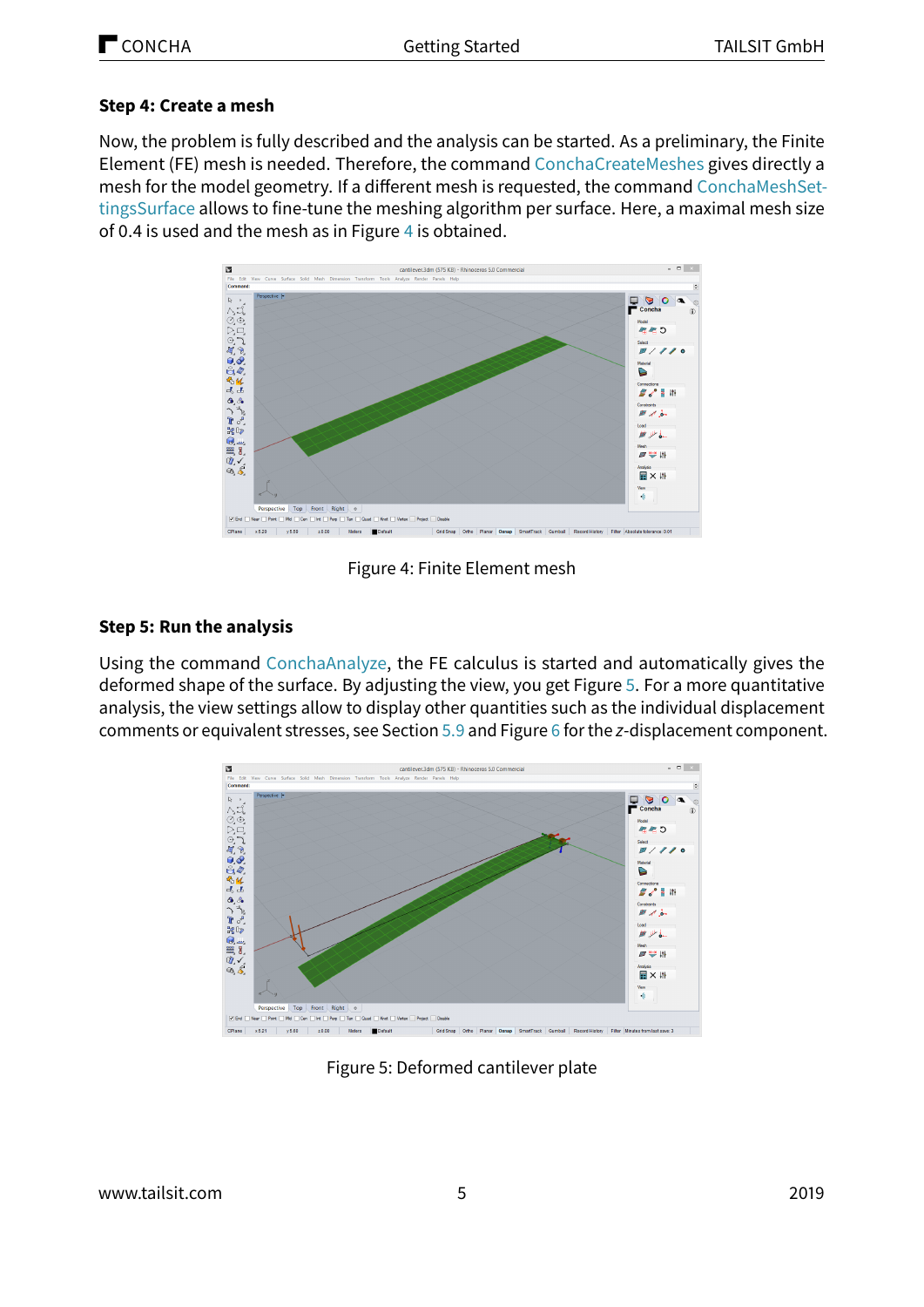### Step 4: Create a mesh

Now, the problem is fully described and the analysis can be started. As a preliminary, the Finite Element (FE) mesh is needed. Therefore, the command ConchaCreateMeshes gives directly a mesh for the model geometry. If a different mesh is requested, the command ConchaMeshSettingsSurface allows to fine-tune the meshing algorithm per surface. Here, a maximal mesh size of 0.4 is used and the mesh as in Figure 4 is obtained.

Figure 4: Finite Element mesh

### Step 5: Run the analysis

Using the command ConchaAnalyze, the FE calculus is started and automatically gives the deformed shape of the surface. By adjusting the view, you get Figure 5. For a more quantitative analysis, the view settings allow to display other quantities such as the individual displacement comments or equivalent stresses, see Section 5.9 and Figure 6 for the *z*-displacement component.

Figure 5: Deformed cantilever plate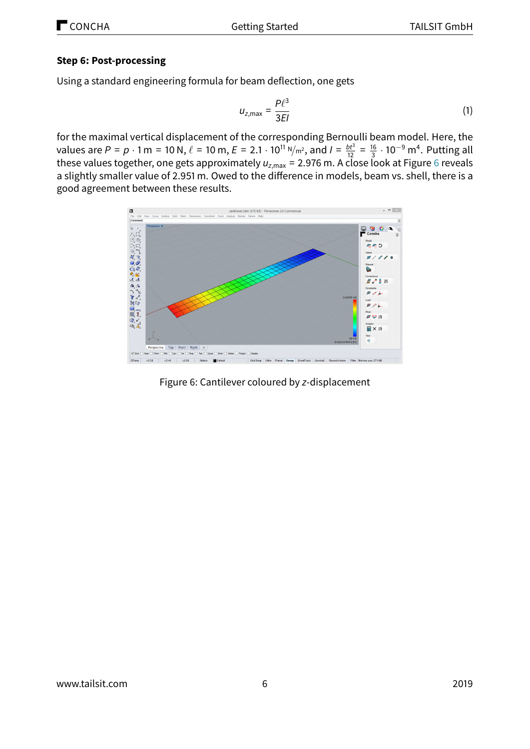**Step 6: Post-processing**

Using a standard engineering formula for beam deflection, one gets

$$u_{z,\max} = \frac{P\ell^3}{3EI} \tag{1}$$

for the maximal vertical displacement of the corresponding Bernoulli beam model. Here, the values are $P = p \cdot 1\,\text{m} = 10\,\text{N}$, $\ell = 10\,\text{m}$, $E = 2.1 \cdot 10^{11}\,\text{N}/\text{m}^2$, and $I = \frac{bt^3}{12} = \frac{16}{3} \cdot 10^{-9}\,\text{m}^4$. Putting all these values together, one gets approximately $u_{z,\max} = 2.976\,\text{m}$. A close look at Figure 6 reveals a slightly smaller value of 2.951 m. Owed to the difference in models, beam vs. shell, there is a good agreement between these results.

Figure 6: Cantilever coloured by $z$-displacement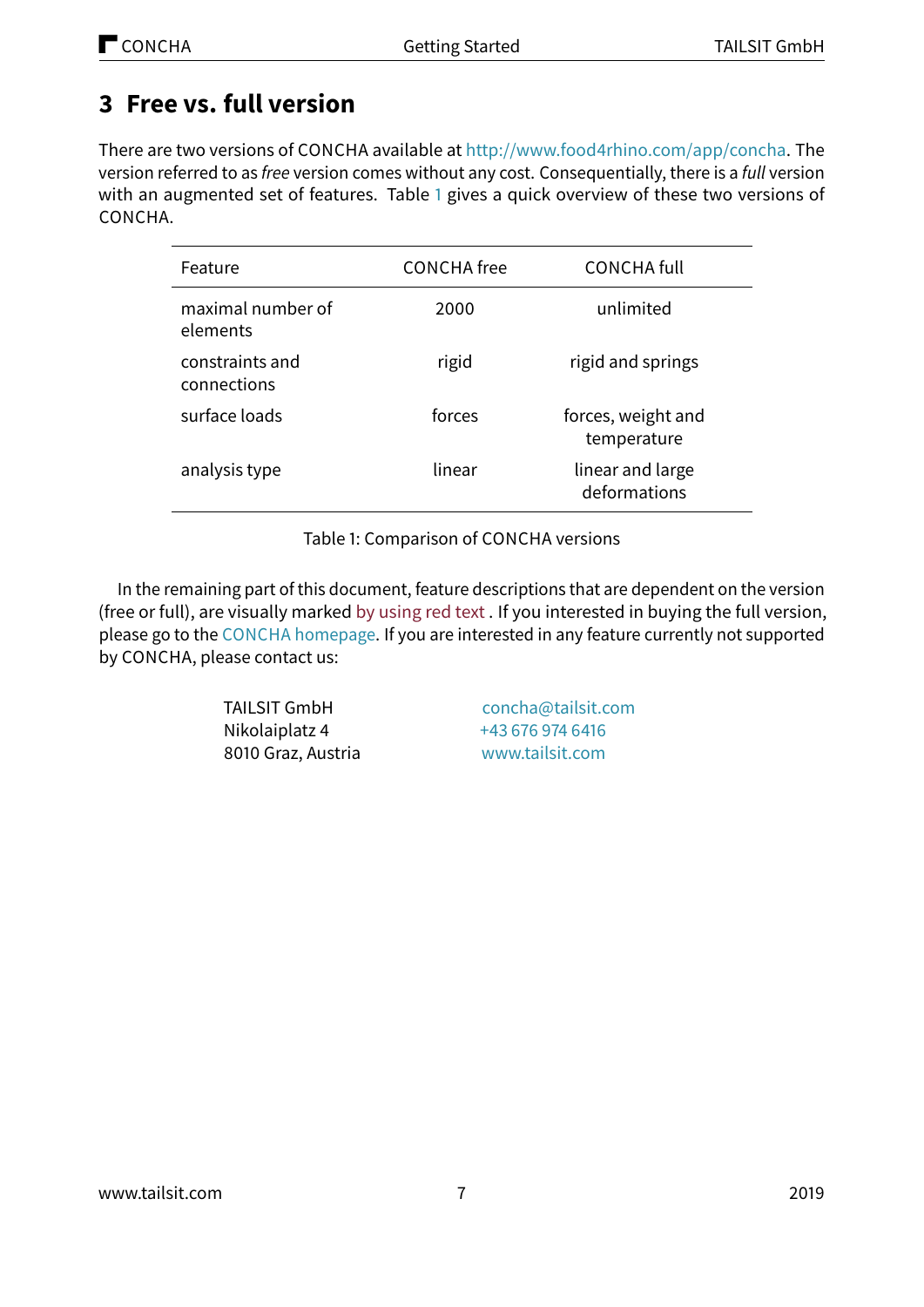# 3 Free vs. full version

There are two versions of CONCHA available at http://www.food4rhino.com/app/concha. The version referred to as *free* version comes without any cost. Consequentially, there is a *full* version with an augmented set of features. Table 1 gives a quick overview of these two versions of CONCHA.

| Feature | CONCHA free | CONCHA full |
|---|---|---|
| maximal number of elements | 2000 | unlimited |
| constraints and connections | rigid | rigid and springs |
| surface loads | forces | forces, weight and temperature |
| analysis type | linear | linear and large deformations |

Table 1: Comparison of CONCHA versions

In the remaining part of this document, feature descriptions that are dependent on the version (free or full), are visually marked by using red text . If you interested in buying the full version, please go to the CONCHA homepage. If you are interested in any feature currently not supported by CONCHA, please contact us:

TAILSIT GmbH
Nikolaiplatz 4
8010 Graz, Austria

concha@tailsit.com
+43 676 974 6416
www.tailsit.com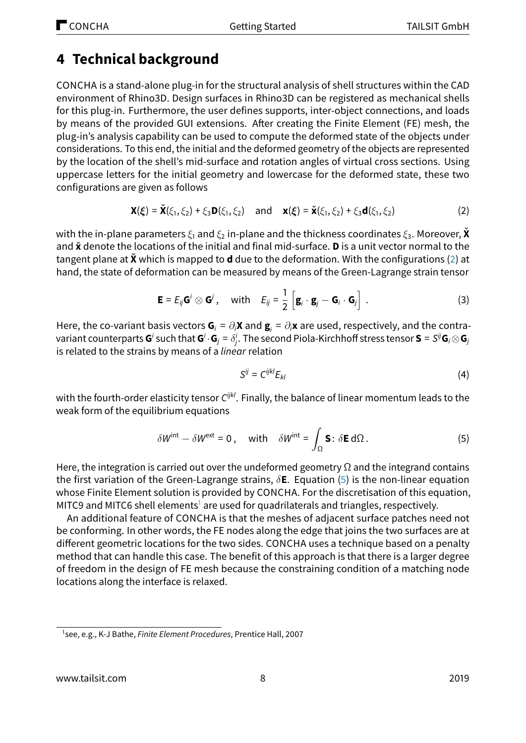# 4 Technical background

CONCHA is a stand-alone plug-in for the structural analysis of shell structures within the CAD environment of Rhino3D. Design surfaces in Rhino3D can be registered as mechanical shells for this plug-in. Furthermore, the user defines supports, inter-object connections, and loads by means of the provided GUI extensions. After creating the Finite Element (FE) mesh, the plug-in's analysis capability can be used to compute the deformed state of the objects under considerations. To this end, the initial and the deformed geometry of the objects are represented by the location of the shell's mid-surface and rotation angles of virtual cross sections. Using uppercase letters for the initial geometry and lowercase for the deformed state, these two configurations are given as follows

$$\mathbf{X}(\boldsymbol{\xi}) = \check{\mathbf{X}}(\xi_1, \xi_2) + \xi_3 \mathbf{D}(\xi_1, \xi_2) \quad \text{and} \quad \mathbf{x}(\boldsymbol{\xi}) = \check{\mathbf{x}}(\xi_1, \xi_2) + \xi_3 \mathbf{d}(\xi_1, \xi_2) \tag{2}$$

with the in-plane parameters $\xi_1$ and $\xi_2$ in-plane and the thickness coordinates $\xi_3$. Moreover, $\check{\mathbf{X}}$ and $\check{\mathbf{x}}$ denote the locations of the initial and final mid-surface. $\mathbf{D}$ is a unit vector normal to the tangent plane at $\check{\mathbf{X}}$ which is mapped to $\mathbf{d}$ due to the deformation. With the configurations (2) at hand, the state of deformation can be measured by means of the Green-Lagrange strain tensor

$$\mathbf{E} = E_{ij} \mathbf{G}^i \otimes \mathbf{G}^j \,, \quad \text{with} \quad E_{ij} = \frac{1}{2} \left[ \mathbf{g}_i \cdot \mathbf{g}_j - \mathbf{G}_i \cdot \mathbf{G}_j \right] \,. \tag{3}$$

Here, the co-variant basis vectors $\mathbf{G}_i = \partial_i \mathbf{X}$ and $\mathbf{g}_i = \partial_i \mathbf{x}$ are used, respectively, and the contra-variant counterparts $\mathbf{G}^i$ such that $\mathbf{G}^i \cdot \mathbf{G}_j = \delta^i_j$. The second Piola-Kirchhoff stress tensor $\mathbf{S} = S^{ij} \mathbf{G}_i \otimes \mathbf{G}_j$ is related to the strains by means of a *linear* relation

$$S^{ij} = C^{ijkl} E_{kl} \tag{4}$$

with the fourth-order elasticity tensor $C^{ijkl}$. Finally, the balance of linear momentum leads to the weak form of the equilibrium equations

$$\delta W^{\text{int}} - \delta W^{\text{ext}} = 0 \,, \quad \text{with} \quad \delta W^{\text{int}} = \int_\Omega \mathbf{S} : \delta \mathbf{E} \, \mathrm{d}\Omega \,. \tag{5}$$

Here, the integration is carried out over the undeformed geometry $\Omega$ and the integrand contains the first variation of the Green-Lagrange strains, $\delta \mathbf{E}$. Equation (5) is the non-linear equation whose Finite Element solution is provided by CONCHA. For the discretisation of this equation, MITC9 and MITC6 shell elements[1] are used for quadrilaterals and triangles, respectively.

An additional feature of CONCHA is that the meshes of adjacent surface patches need not be conforming. In other words, the FE nodes along the edge that joins the two surfaces are at different geometric locations for the two sides. CONCHA uses a technique based on a penalty method that can handle this case. The benefit of this approach is that there is a larger degree of freedom in the design of FE mesh because the constraining condition of a matching node locations along the interface is relaxed.

[1] see, e.g., K-J Bathe, *Finite Element Procedures*, Prentice Hall, 2007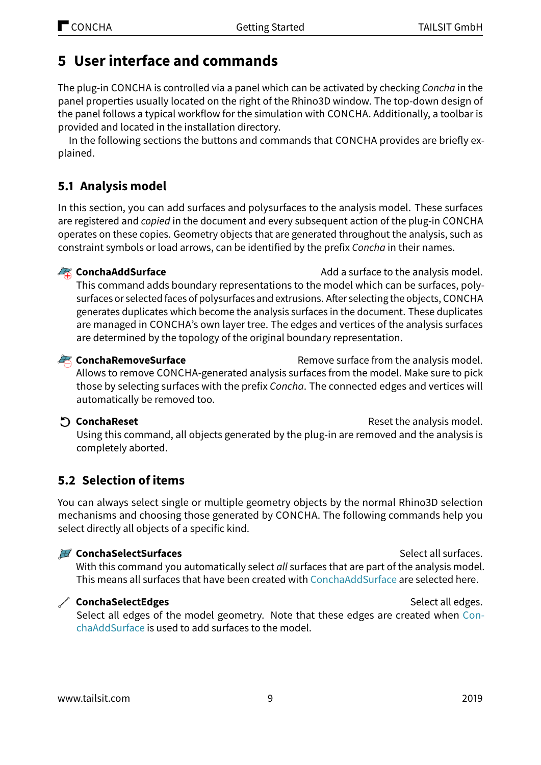# 5 User interface and commands

The plug-in CONCHA is controlled via a panel which can be activated by checking *Concha* in the panel properties usually located on the right of the Rhino3D window. The top-down design of the panel follows a typical workflow for the simulation with CONCHA. Additionally, a toolbar is provided and located in the installation directory.

In the following sections the buttons and commands that CONCHA provides are briefly explained.

## 5.1 Analysis model

In this section, you can add surfaces and polysurfaces to the analysis model. These surfaces are registered and *copied* in the document and every subsequent action of the plug-in CONCHA operates on these copies. Geometry objects that are generated throughout the analysis, such as constraint symbols or load arrows, can be identified by the prefix *Concha* in their names.

**ConchaAddSurface** — Add a surface to the analysis model.
This command adds boundary representations to the model which can be surfaces, polysurfaces or selected faces of polysurfaces and extrusions. After selecting the objects, CONCHA generates duplicates which become the analysis surfaces in the document. These duplicates are managed in CONCHA's own layer tree. The edges and vertices of the analysis surfaces are determined by the topology of the original boundary representation.

**ConchaRemoveSurface** — Remove surface from the analysis model.
Allows to remove CONCHA-generated analysis surfaces from the model. Make sure to pick those by selecting surfaces with the prefix *Concha*. The connected edges and vertices will automatically be removed too.

**ConchaReset** — Reset the analysis model.
Using this command, all objects generated by the plug-in are removed and the analysis is completely aborted.

## 5.2 Selection of items

You can always select single or multiple geometry objects by the normal Rhino3D selection mechanisms and choosing those generated by CONCHA. The following commands help you select directly all objects of a specific kind.

**ConchaSelectSurfaces** — Select all surfaces.
With this command you automatically select *all* surfaces that are part of the analysis model. This means all surfaces that have been created with ConchaAddSurface are selected here.

**ConchaSelectEdges** — Select all edges.
Select all edges of the model geometry. Note that these edges are created when ConchaAddSurface is used to add surfaces to the model.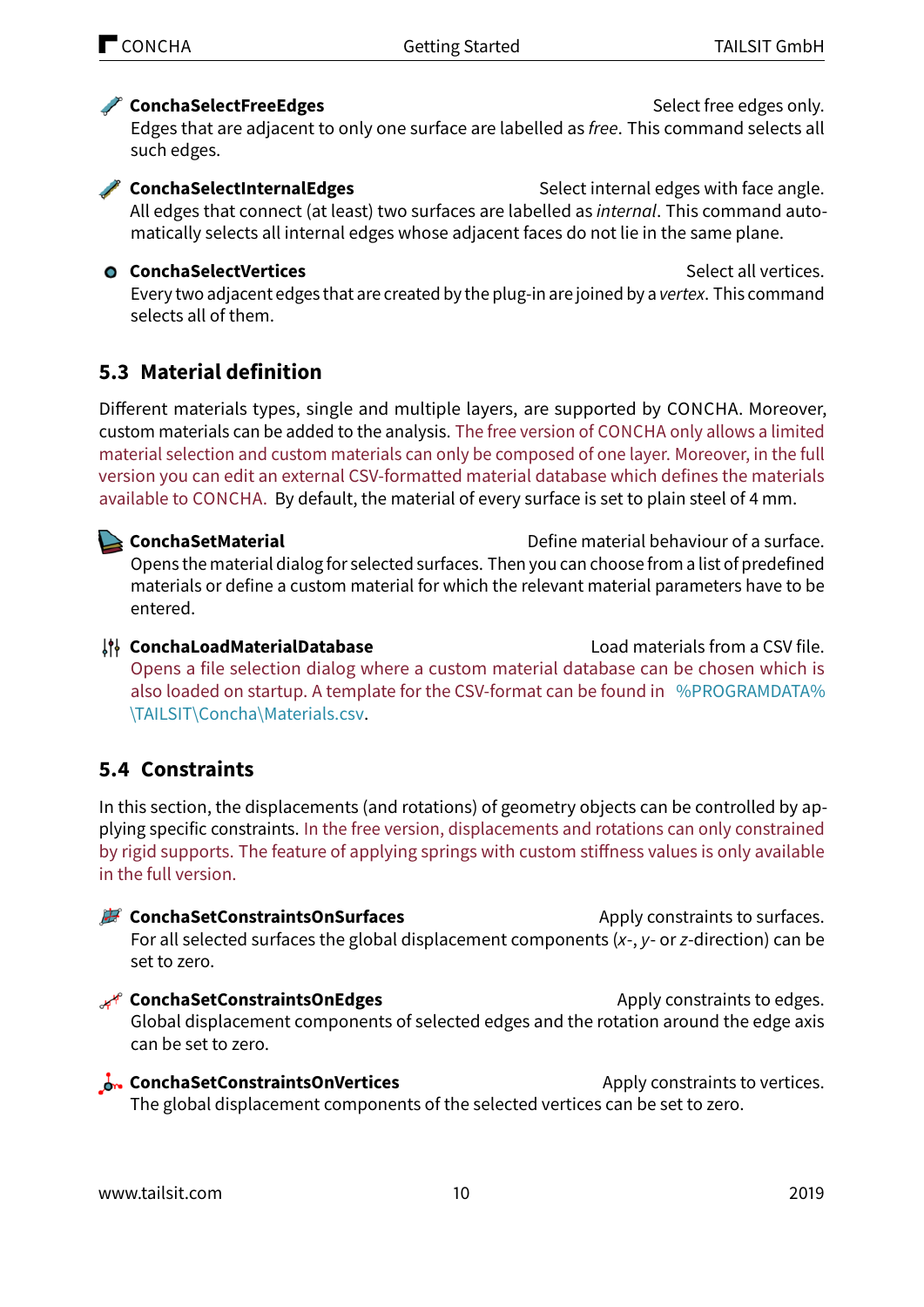**ConchaSelectFreeEdges** Select free edges only.
Edges that are adjacent to only one surface are labelled as *free*. This command selects all such edges.

**ConchaSelectInternalEdges** Select internal edges with face angle.
All edges that connect (at least) two surfaces are labelled as *internal*. This command automatically selects all internal edges whose adjacent faces do not lie in the same plane.

**ConchaSelectVertices** Select all vertices.
Every two adjacent edges that are created by the plug-in are joined by a *vertex*. This command selects all of them.

## 5.3 Material definition

Different materials types, single and multiple layers, are supported by CONCHA. Moreover, custom materials can be added to the analysis. The free version of CONCHA only allows a limited material selection and custom materials can only be composed of one layer. Moreover, in the full version you can edit an external CSV-formatted material database which defines the materials available to CONCHA. By default, the material of every surface is set to plain steel of 4 mm.

**ConchaSetMaterial** Define material behaviour of a surface.
Opens the material dialog for selected surfaces. Then you can choose from a list of predefined materials or define a custom material for which the relevant material parameters have to be entered.

**ConchaLoadMaterialDatabase** Load materials from a CSV file.
Opens a file selection dialog where a custom material database can be chosen which is also loaded on startup. A template for the CSV-format can be found in %PROGRAMDATA%\TAILSIT\Concha\Materials.csv.

## 5.4 Constraints

In this section, the displacements (and rotations) of geometry objects can be controlled by applying specific constraints. In the free version, displacements and rotations can only constrained by rigid supports. The feature of applying springs with custom stiffness values is only available in the full version.

**ConchaSetConstraintsOnSurfaces** Apply constraints to surfaces.
For all selected surfaces the global displacement components ($x$-, $y$- or $z$-direction) can be set to zero.

**ConchaSetConstraintsOnEdges** Apply constraints to edges.
Global displacement components of selected edges and the rotation around the edge axis can be set to zero.

**ConchaSetConstraintsOnVertices** Apply constraints to vertices.
The global displacement components of the selected vertices can be set to zero.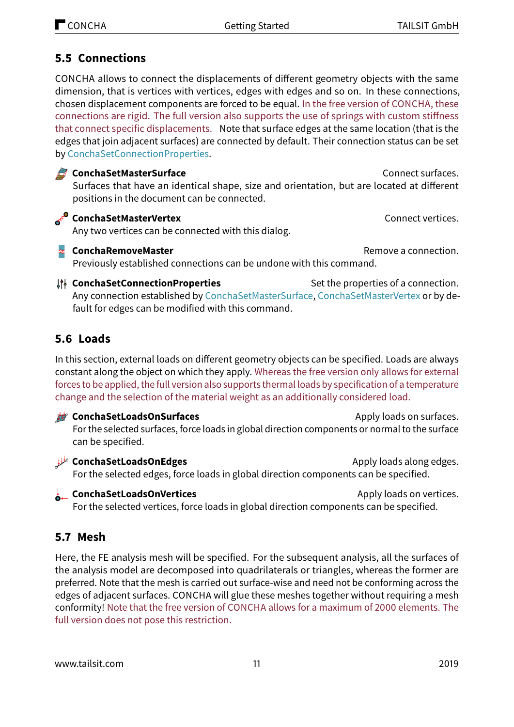## 5.5 Connections

CONCHA allows to connect the displacements of different geometry objects with the same dimension, that is vertices with vertices, edges with edges and so on. In these connections, chosen displacement components are forced to be equal. In the free version of CONCHA, these connections are rigid. The full version also supports the use of springs with custom stiffness that connect specific displacements. Note that surface edges at the same location (that is the edges that join adjacent surfaces) are connected by default. Their connection status can be set by ConchaSetConnectionProperties.

**ConchaSetMasterSurface** — Connect surfaces.
Surfaces that have an identical shape, size and orientation, but are located at different positions in the document can be connected.

**ConchaSetMasterVertex** — Connect vertices.
Any two vertices can be connected with this dialog.

**ConchaRemoveMaster** — Remove a connection.
Previously established connections can be undone with this command.

**ConchaSetConnectionProperties** — Set the properties of a connection.
Any connection established by ConchaSetMasterSurface, ConchaSetMasterVertex or by default for edges can be modified with this command.

## 5.6 Loads

In this section, external loads on different geometry objects can be specified. Loads are always constant along the object on which they apply. Whereas the free version only allows for external forces to be applied, the full version also supports thermal loads by specification of a temperature change and the selection of the material weight as an additionally considered load.

**ConchaSetLoadsOnSurfaces** — Apply loads on surfaces.
For the selected surfaces, force loads in global direction components or normal to the surface can be specified.

**ConchaSetLoadsOnEdges** — Apply loads along edges.
For the selected edges, force loads in global direction components can be specified.

**ConchaSetLoadsOnVertices** — Apply loads on vertices.
For the selected vertices, force loads in global direction components can be specified.

## 5.7 Mesh

Here, the FE analysis mesh will be specified. For the subsequent analysis, all the surfaces of the analysis model are decomposed into quadrilaterals or triangles, whereas the former are preferred. Note that the mesh is carried out surface-wise and need not be conforming across the edges of adjacent surfaces. CONCHA will glue these meshes together without requiring a mesh conformity! Note that the free version of CONCHA allows for a maximum of 2000 elements. The full version does not pose this restriction.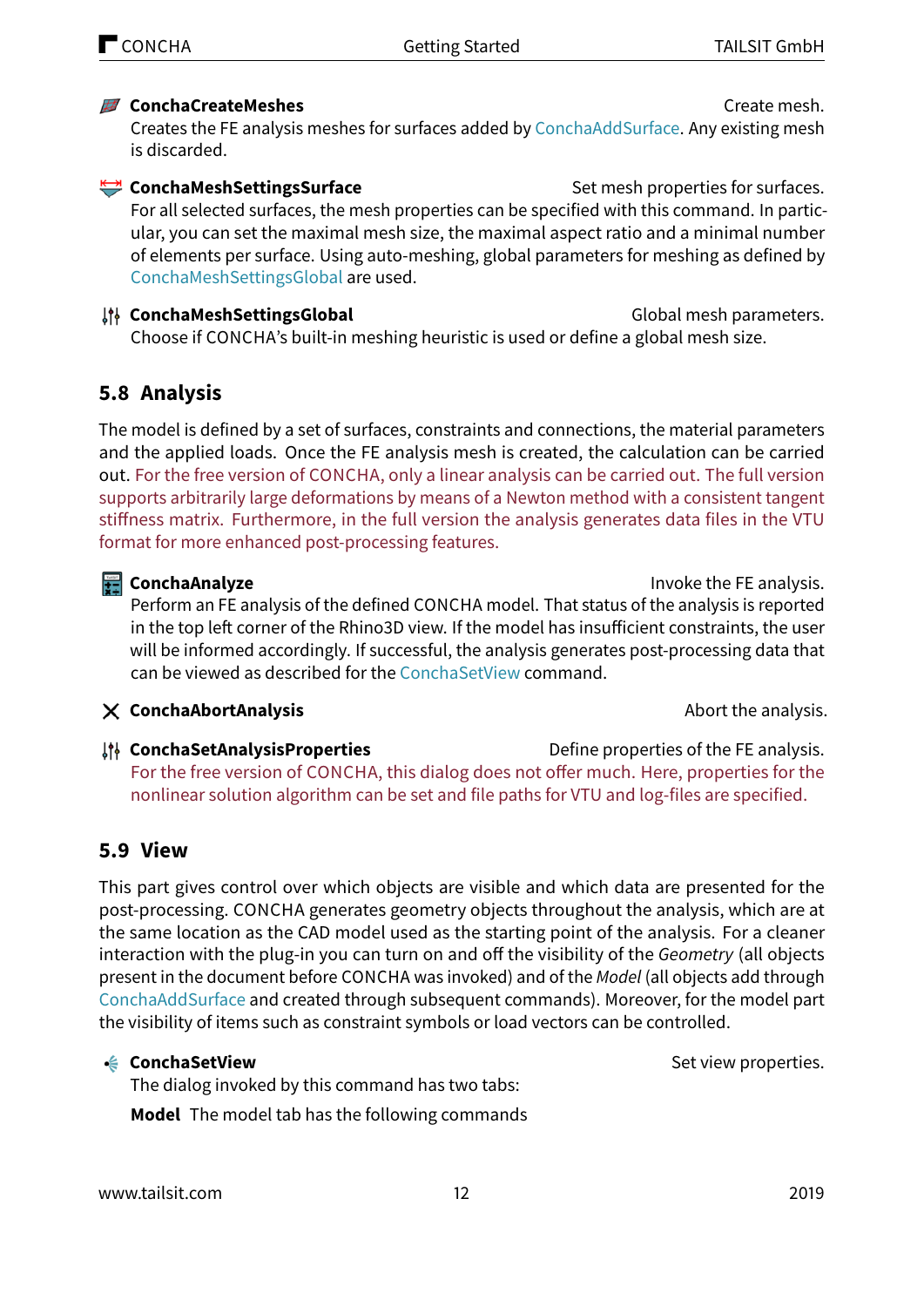**ConchaCreateMeshes** Create mesh.
Creates the FE analysis meshes for surfaces added by ConchaAddSurface. Any existing mesh is discarded.

**ConchaMeshSettingsSurface** Set mesh properties for surfaces.
For all selected surfaces, the mesh properties can be specified with this command. In particular, you can set the maximal mesh size, the maximal aspect ratio and a minimal number of elements per surface. Using auto-meshing, global parameters for meshing as defined by ConchaMeshSettingsGlobal are used.

**ConchaMeshSettingsGlobal** Global mesh parameters.
Choose if CONCHA's built-in meshing heuristic is used or define a global mesh size.

## 5.8 Analysis

The model is defined by a set of surfaces, constraints and connections, the material parameters and the applied loads. Once the FE analysis mesh is created, the calculation can be carried out. For the free version of CONCHA, only a linear analysis can be carried out. The full version supports arbitrarily large deformations by means of a Newton method with a consistent tangent stiffness matrix. Furthermore, in the full version the analysis generates data files in the VTU format for more enhanced post-processing features.

**ConchaAnalyze** Invoke the FE analysis.
Perform an FE analysis of the defined CONCHA model. That status of the analysis is reported in the top left corner of the Rhino3D view. If the model has insufficient constraints, the user will be informed accordingly. If successful, the analysis generates post-processing data that can be viewed as described for the ConchaSetView command.

**ConchaAbortAnalysis** Abort the analysis.

**ConchaSetAnalysisProperties** Define properties of the FE analysis.
For the free version of CONCHA, this dialog does not offer much. Here, properties for the nonlinear solution algorithm can be set and file paths for VTU and log-files are specified.

## 5.9 View

This part gives control over which objects are visible and which data are presented for the post-processing. CONCHA generates geometry objects throughout the analysis, which are at the same location as the CAD model used as the starting point of the analysis. For a cleaner interaction with the plug-in you can turn on and off the visibility of the *Geometry* (all objects present in the document before CONCHA was invoked) and of the *Model* (all objects add through ConchaAddSurface and created through subsequent commands). Moreover, for the model part the visibility of items such as constraint symbols or load vectors can be controlled.

**ConchaSetView** Set view properties.
The dialog invoked by this command has two tabs:

**Model** The model tab has the following commands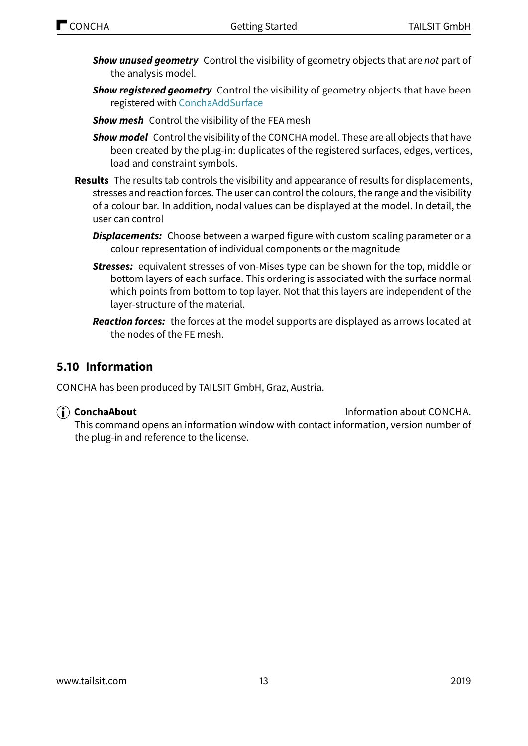***Show unused geometry*** Control the visibility of geometry objects that are *not* part of the analysis model.

***Show registered geometry*** Control the visibility of geometry objects that have been registered with ConchaAddSurface

***Show mesh*** Control the visibility of the FEA mesh

***Show model*** Control the visibility of the CONCHA model. These are all objects that have been created by the plug-in: duplicates of the registered surfaces, edges, vertices, load and constraint symbols.

**Results** The results tab controls the visibility and appearance of results for displacements, stresses and reaction forces. The user can control the colours, the range and the visibility of a colour bar. In addition, nodal values can be displayed at the model. In detail, the user can control

***Displacements:*** Choose between a warped figure with custom scaling parameter or a colour representation of individual components or the magnitude

***Stresses:*** equivalent stresses of von-Mises type can be shown for the top, middle or bottom layers of each surface. This ordering is associated with the surface normal which points from bottom to top layer. Not that this layers are independent of the layer-structure of the material.

***Reaction forces:*** the forces at the model supports are displayed as arrows located at the nodes of the FE mesh.

## 5.10 Information

CONCHA has been produced by TAILSIT GmbH, Graz, Austria.

ⓘ **ConchaAbout** Information about CONCHA.

This command opens an information window with contact information, version number of the plug-in and reference to the license.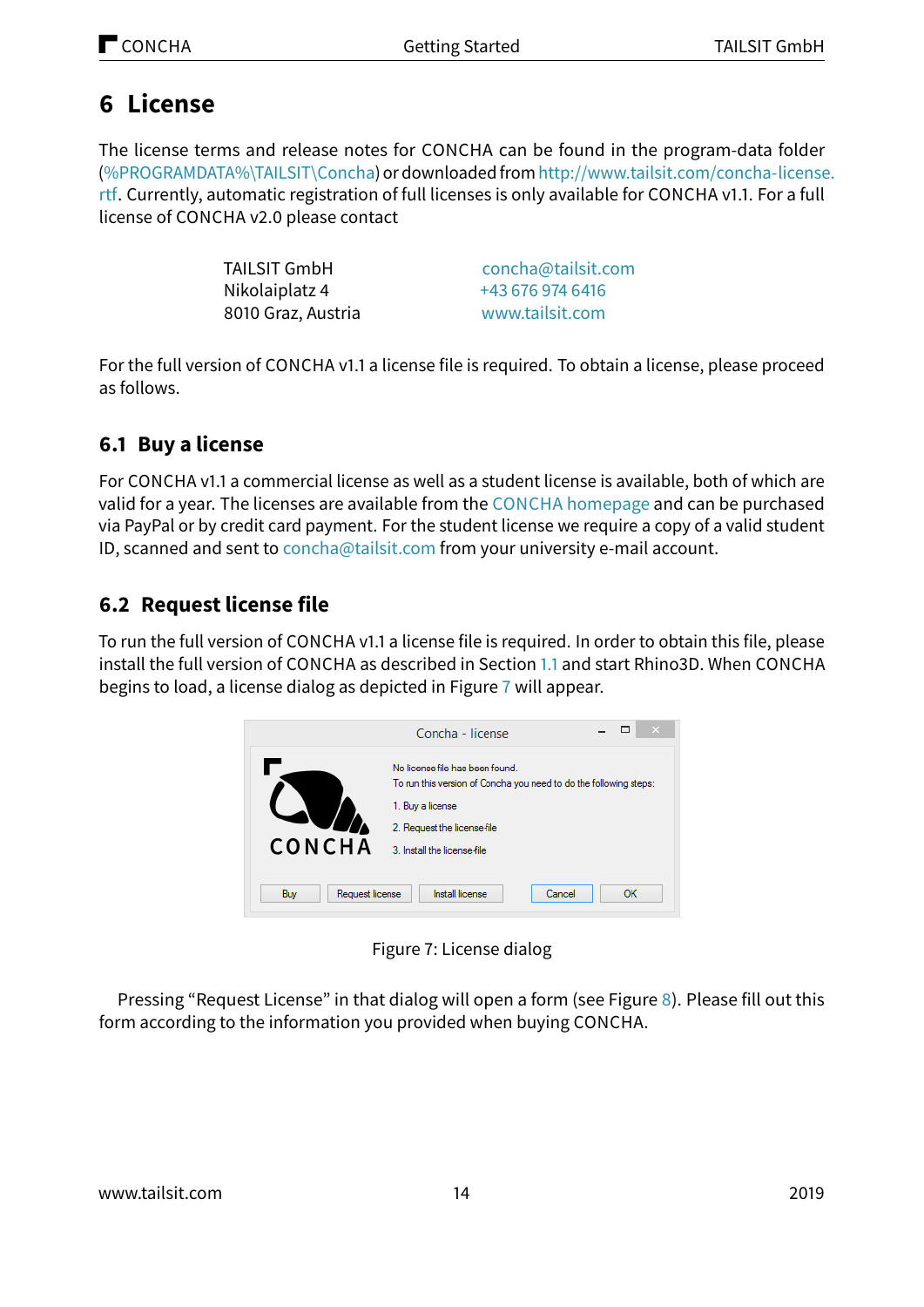# 6 License

The license terms and release notes for CONCHA can be found in the program-data folder (%PROGRAMDATA%\TAILSIT\Concha) or downloaded from http://www.tailsit.com/concha-license.rtf. Currently, automatic registration of full licenses is only available for CONCHA v1.1. For a full license of CONCHA v2.0 please contact

| | |
|---|---|
| TAILSIT GmbH | concha@tailsit.com |
| Nikolaiplatz 4 | +43 676 974 6416 |
| 8010 Graz, Austria | www.tailsit.com |

For the full version of CONCHA v1.1 a license file is required. To obtain a license, please proceed as follows.

## 6.1 Buy a license

For CONCHA v1.1 a commercial license as well as a student license is available, both of which are valid for a year. The licenses are available from the CONCHA homepage and can be purchased via PayPal or by credit card payment. For the student license we require a copy of a valid student ID, scanned and sent to concha@tailsit.com from your university e-mail account.

## 6.2 Request license file

To run the full version of CONCHA v1.1 a license file is required. In order to obtain this file, please install the full version of CONCHA as described in Section 1.1 and start Rhino3D. When CONCHA begins to load, a license dialog as depicted in Figure 7 will appear.

Figure 7: License dialog

Pressing “Request License” in that dialog will open a form (see Figure 8). Please fill out this form according to the information you provided when buying CONCHA.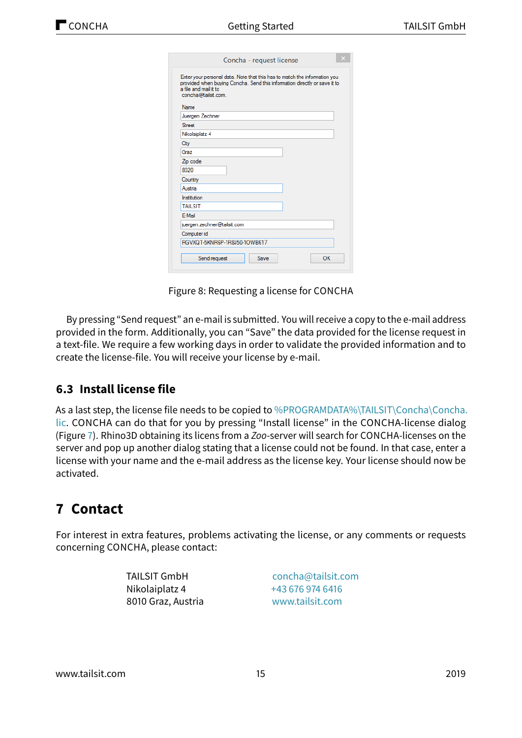Figure 8: Requesting a license for CONCHA

By pressing “Send request” an e-mail is submitted. You will receive a copy to the e-mail address provided in the form. Additionally, you can “Save” the data provided for the license request in a text-file. We require a few working days in order to validate the provided information and to create the license-file. You will receive your license by e-mail.

### 6.3 Install license file

As a last step, the license file needs to be copied to %PROGRAMDATA%\TAILSIT\Concha\Concha.lic. CONCHA can do that for you by pressing “Install license” in the CONCHA-license dialog (Figure 7). Rhino3D obtaining its licens from a *Zoo*-server will search for CONCHA-licenses on the server and pop up another dialog stating that a license could not be found. In that case, enter a license with your name and the e-mail address as the license key. Your license should now be activated.

## 7 Contact

For interest in extra features, problems activating the license, or any comments or requests concerning CONCHA, please contact:

| | |
|---|---|
| TAILSIT GmbH | concha@tailsit.com |
| Nikolaiplatz 4 | +43 676 974 6416 |
| 8010 Graz, Austria | www.tailsit.com |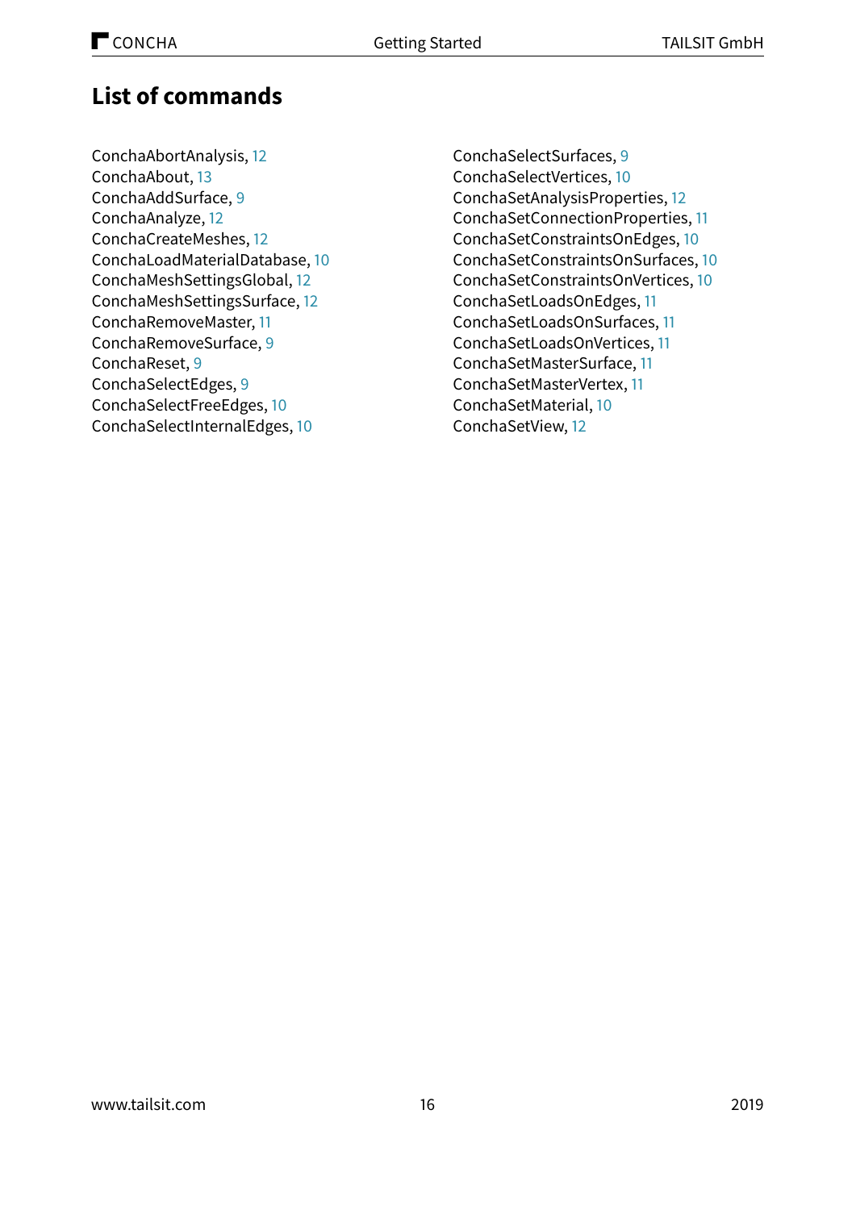# List of commands

ConchaAbortAnalysis, 12
ConchaAbout, 13
ConchaAddSurface, 9
ConchaAnalyze, 12
ConchaCreateMeshes, 12
ConchaLoadMaterialDatabase, 10
ConchaMeshSettingsGlobal, 12
ConchaMeshSettingsSurface, 12
ConchaRemoveMaster, 11
ConchaRemoveSurface, 9
ConchaReset, 9
ConchaSelectEdges, 9
ConchaSelectFreeEdges, 10
ConchaSelectInternalEdges, 10
ConchaSelectSurfaces, 9
ConchaSelectVertices, 10
ConchaSetAnalysisProperties, 12
ConchaSetConnectionProperties, 11
ConchaSetConstraintsOnEdges, 10
ConchaSetConstraintsOnSurfaces, 10
ConchaSetConstraintsOnVertices, 10
ConchaSetLoadsOnEdges, 11
ConchaSetLoadsOnSurfaces, 11
ConchaSetLoadsOnVertices, 11
ConchaSetMasterSurface, 11
ConchaSetMasterVertex, 11
ConchaSetMaterial, 10
ConchaSetView, 12